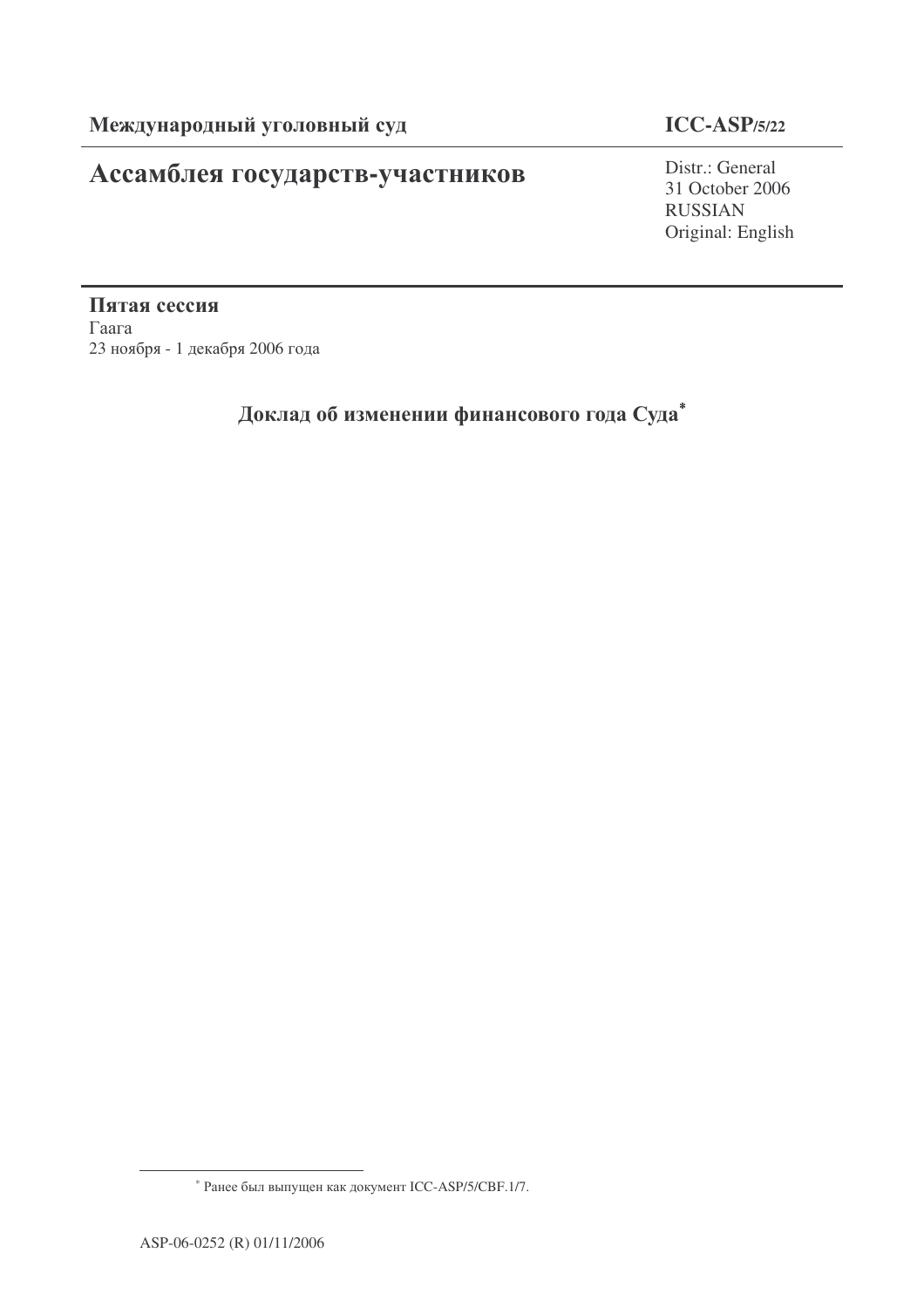**Международный уголовный суд** | **ICC-ASP/5/22**

# Ассамблея государств-участников

Distr.: General
31 October 2006
RUSSIAN
Original: English

**Пятая сессия**
Гаага
23 ноября - 1 декабря 2006 года

## Доклад об изменении финансового года Суда*

---

\* Ранее был выпущен как документ ICC-ASP/5/CBF.1/7.

ASP-06-0252 (R) 01/11/2006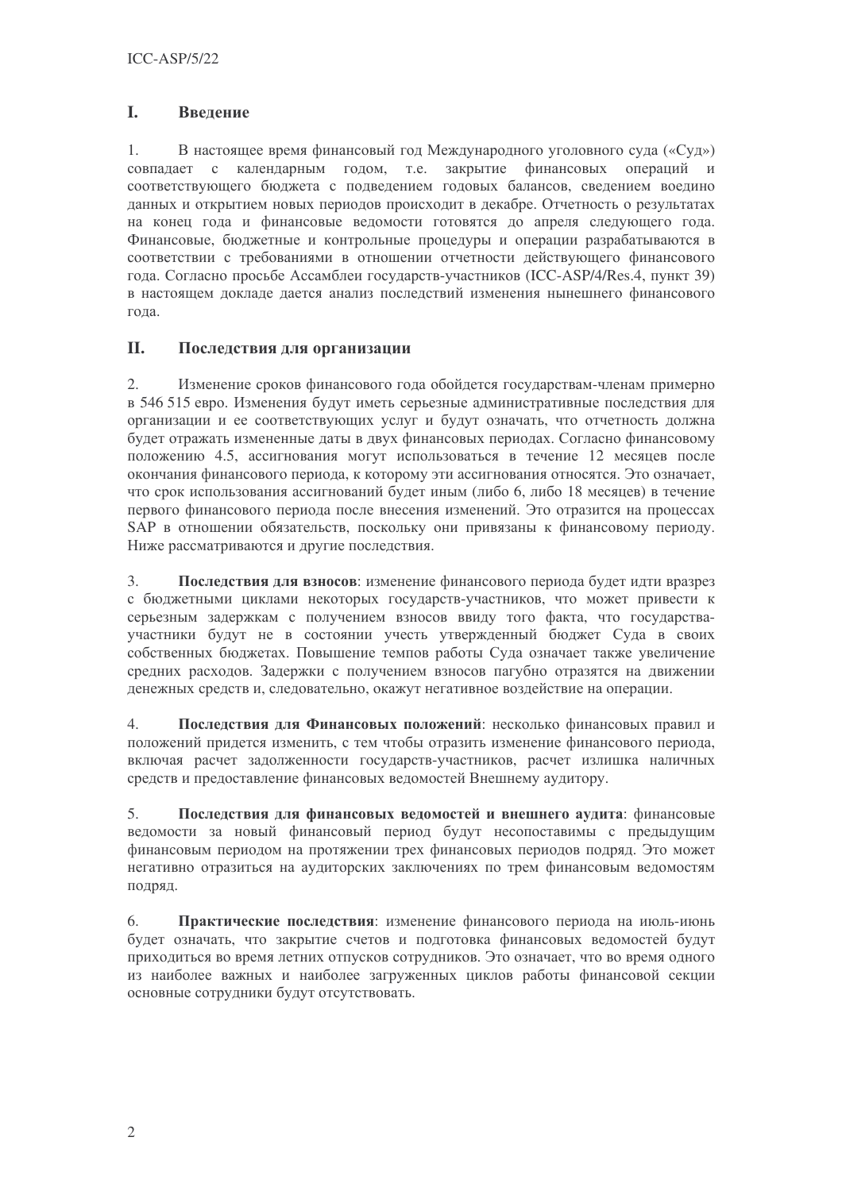## I. Введение

1. В настоящее время финансовый год Международного уголовного суда («Суд») совпадает с календарным годом, т.е. закрытие финансовых операций и соответствующего бюджета с подведением годовых балансов, сведением воедино данных и открытием новых периодов происходит в декабре. Отчетность о результатах на конец года и финансовые ведомости готовятся до апреля следующего года. Финансовые, бюджетные и контрольные процедуры и операции разрабатываются в соответствии с требованиями в отношении отчетности действующего финансового года. Согласно просьбе Ассамблеи государств-участников (ICC-ASP/4/Res.4, пункт 39) в настоящем докладе дается анализ последствий изменения нынешнего финансового года.

## II. Последствия для организации

2. Изменение сроков финансового года обойдется государствам-членам примерно в 546 515 евро. Изменения будут иметь серьезные административные последствия для организации и ее соответствующих услуг и будут означать, что отчетность должна будет отражать измененные даты в двух финансовых периодах. Согласно финансовому положению 4.5, ассигнования могут использоваться в течение 12 месяцев после окончания финансового периода, к которому эти ассигнования относятся. Это означает, что срок использования ассигнований будет иным (либо 6, либо 18 месяцев) в течение первого финансового периода после внесения изменений. Это отразится на процессах SAP в отношении обязательств, поскольку они привязаны к финансовому периоду. Ниже рассматриваются и другие последствия.

3. **Последствия для взносов**: изменение финансового периода будет идти вразрез с бюджетными циклами некоторых государств-участников, что может привести к серьезным задержкам с получением взносов ввиду того факта, что государства-участники будут не в состоянии учесть утвержденный бюджет Суда в своих собственных бюджетах. Повышение темпов работы Суда означает также увеличение средних расходов. Задержки с получением взносов пагубно отразятся на движении денежных средств и, следовательно, окажут негативное воздействие на операции.

4. **Последствия для Финансовых положений**: несколько финансовых правил и положений придется изменить, с тем чтобы отразить изменение финансового периода, включая расчет задолженности государств-участников, расчет излишка наличных средств и предоставление финансовых ведомостей Внешнему аудитору.

5. **Последствия для финансовых ведомостей и внешнего аудита**: финансовые ведомости за новый финансовый период будут несопоставимы с предыдущим финансовым периодом на протяжении трех финансовых периодов подряд. Это может негативно отразиться на аудиторских заключениях по трем финансовым ведомостям подряд.

6. **Практические последствия**: изменение финансового периода на июль-июнь будет означать, что закрытие счетов и подготовка финансовых ведомостей будут приходиться во время летних отпусков сотрудников. Это означает, что во время одного из наиболее важных и наиболее загруженных циклов работы финансовой секции основные сотрудники будут отсутствовать.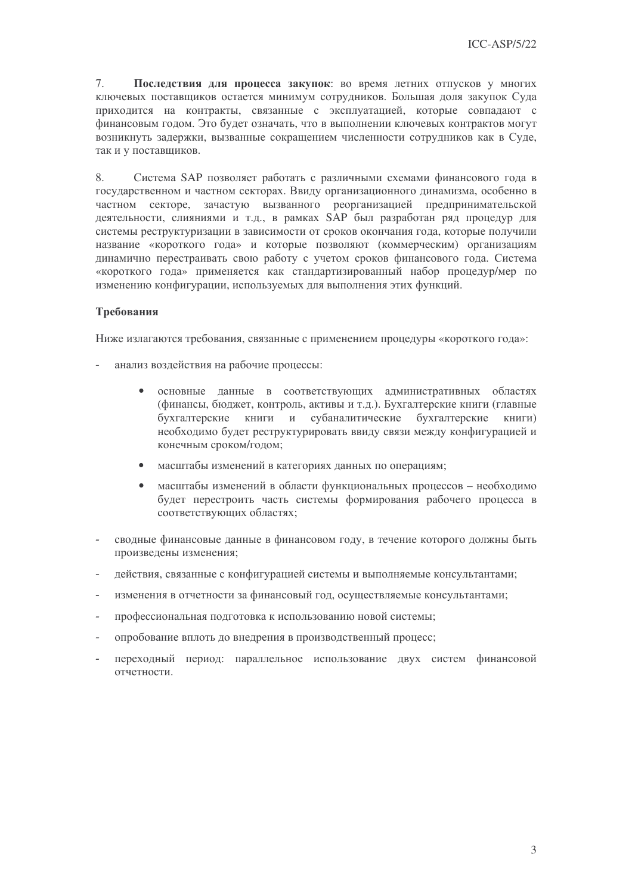7. **Последствия для процесса закупок**: во время летних отпусков у многих ключевых поставщиков остается минимум сотрудников. Большая доля закупок Суда приходится на контракты, связанные с эксплуатацией, которые совпадают с финансовым годом. Это будет означать, что в выполнении ключевых контрактов могут возникнуть задержки, вызванные сокращением численности сотрудников как в Суде, так и у поставщиков.

8. Система SAP позволяет работать с различными схемами финансового года в государственном и частном секторах. Ввиду организационного динамизма, особенно в частном секторе, зачастую вызванного реорганизацией предпринимательской деятельности, слияниями и т.д., в рамках SAP был разработан ряд процедур для системы реструктуризации в зависимости от сроков окончания года, которые получили название «короткого года» и которые позволяют (коммерческим) организациям динамично перестраивать свою работу с учетом сроков финансового года. Система «короткого года» применяется как стандартизированный набор процедур/мер по изменению конфигурации, используемых для выполнения этих функций.

**Требования**

Ниже излагаются требования, связанные с применением процедуры «короткого года»:

- анализ воздействия на рабочие процессы:
    - основные данные в соответствующих административных областях (финансы, бюджет, контроль, активы и т.д.). Бухгалтерские книги (главные бухгалтерские книги и субаналитические бухгалтерские книги) необходимо будет реструктурировать ввиду связи между конфигурацией и конечным сроком/годом;
    - масштабы изменений в категориях данных по операциям;
    - масштабы изменений в области функциональных процессов – необходимо будет перестроить часть системы формирования рабочего процесса в соответствующих областях;
- сводные финансовые данные в финансовом году, в течение которого должны быть произведены изменения;
- действия, связанные с конфигурацией системы и выполняемые консультантами;
- изменения в отчетности за финансовый год, осуществляемые консультантами;
- профессиональная подготовка к использованию новой системы;
- опробование вплоть до внедрения в производственный процесс;
- переходный период: параллельное использование двух систем финансовой отчетности.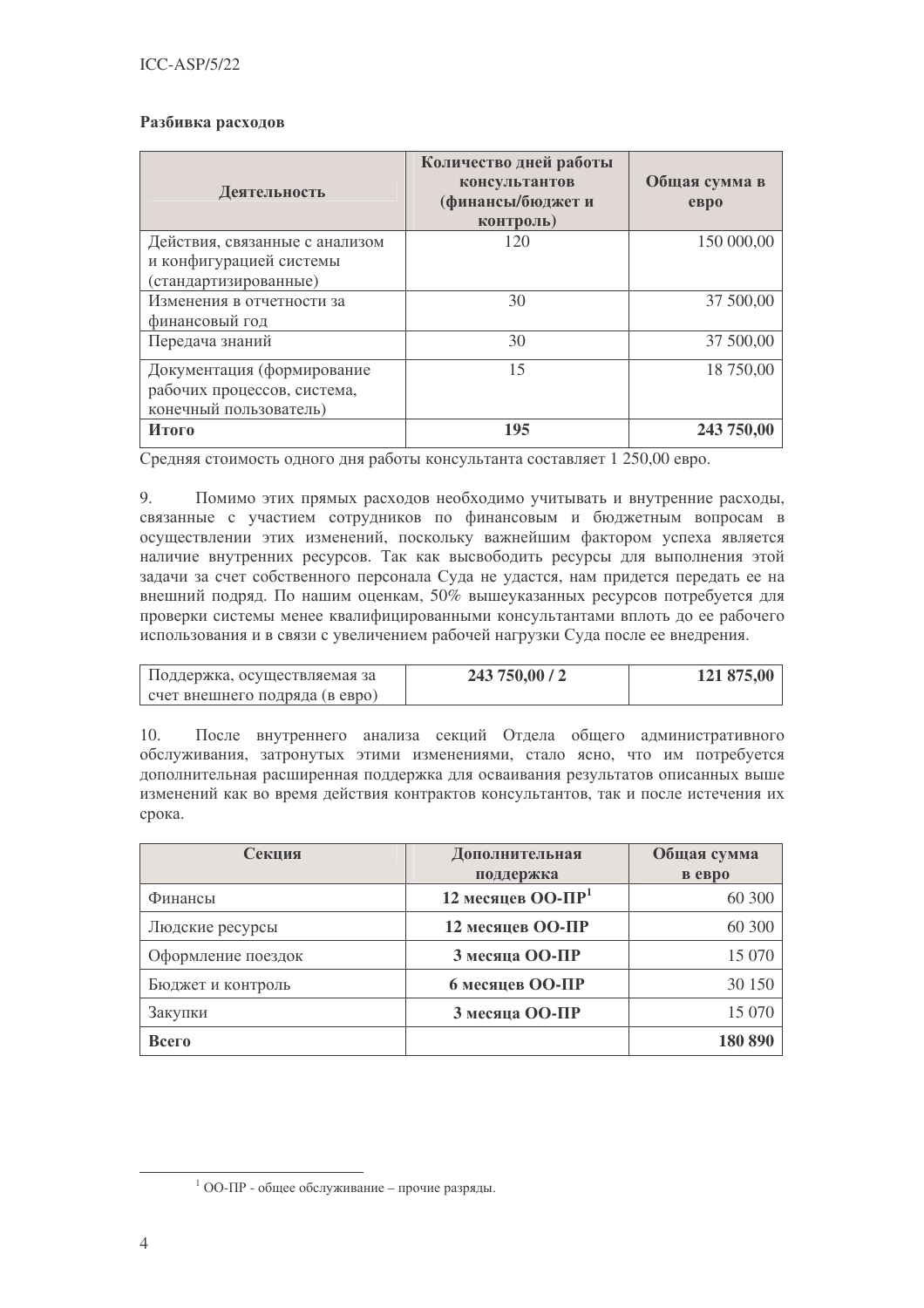**Разбивка расходов**

| Деятельность | Количество дней работы консультантов (финансы/бюджет и контроль) | Общая сумма в евро |
|---|---|---|
| Действия, связанные с анализом и конфигурацией системы (стандартизированные) | 120 | 150 000,00 |
| Изменения в отчетности за финансовый год | 30 | 37 500,00 |
| Передача знаний | 30 | 37 500,00 |
| Документация (формирование рабочих процессов, система, конечный пользователь) | 15 | 18 750,00 |
| **Итого** | **195** | **243 750,00** |

Средняя стоимость одного дня работы консультанта составляет 1 250,00 евро.

9. Помимо этих прямых расходов необходимо учитывать и внутренние расходы, связанные с участием сотрудников по финансовым и бюджетным вопросам в осуществлении этих изменений, поскольку важнейшим фактором успеха является наличие внутренних ресурсов. Так как высвободить ресурсы для выполнения этой задачи за счет собственного персонала Суда не удастся, нам придется передать ее на внешний подряд. По нашим оценкам, 50% вышеуказанных ресурсов потребуется для проверки системы менее квалифицированными консультантами вплоть до ее рабочего использования и в связи с увеличением рабочей нагрузки Суда после ее внедрения.

| Поддержка, осуществляемая за счет внешнего подряда (в евро) | **243 750,00 / 2** | **121 875,00** |
|---|---|---|

10. После внутреннего анализа секций Отдела общего административного обслуживания, затронутых этими изменениями, стало ясно, что им потребуется дополнительная расширенная поддержка для осваивания результатов описанных выше изменений как во время действия контрактов консультантов, так и после истечения их срока.

| Секция | Дополнительная поддержка | Общая сумма в евро |
|---|---|---|
| Финансы | **12 месяцев ОО-ПР[1]** | 60 300 |
| Людские ресурсы | **12 месяцев ОО-ПР** | 60 300 |
| Оформление поездок | **3 месяца ОО-ПР** | 15 070 |
| Бюджет и контроль | **6 месяцев ОО-ПР** | 30 150 |
| Закупки | **3 месяца ОО-ПР** | 15 070 |
| **Всего** | | **180 890** |

[1] ОО-ПР - общее обслуживание – прочие разряды.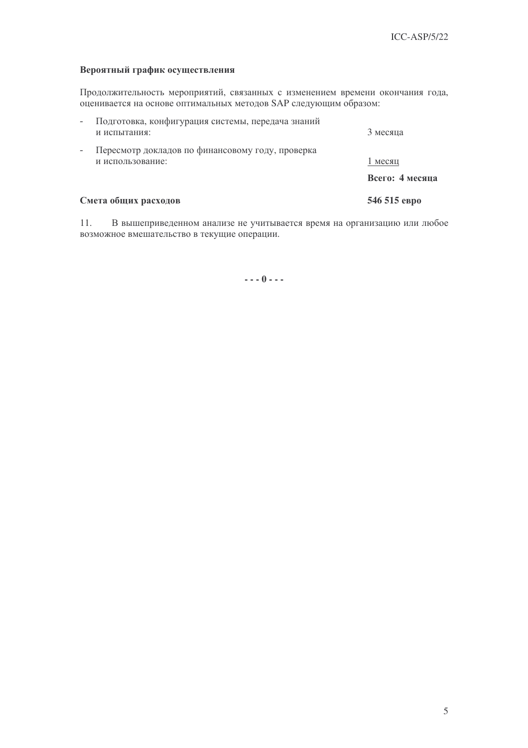**Вероятный график осуществления**

Продолжительность мероприятий, связанных с изменением времени окончания года, оценивается на основе оптимальных методов SAP следующим образом:

| | |
|---|---|
| - Подготовка, конфигурация системы, передача знаний и испытания: | 3 месяца |
| - Пересмотр докладов по финансовому году, проверка и использование: | 1 месяц |
| | **Всего: 4 месяца** |
| **Смета общих расходов** | **546 515 евро** |

11. В вышеприведенном анализе не учитывается время на организацию или любое возможное вмешательство в текущие операции.

**- - - 0 - - -**